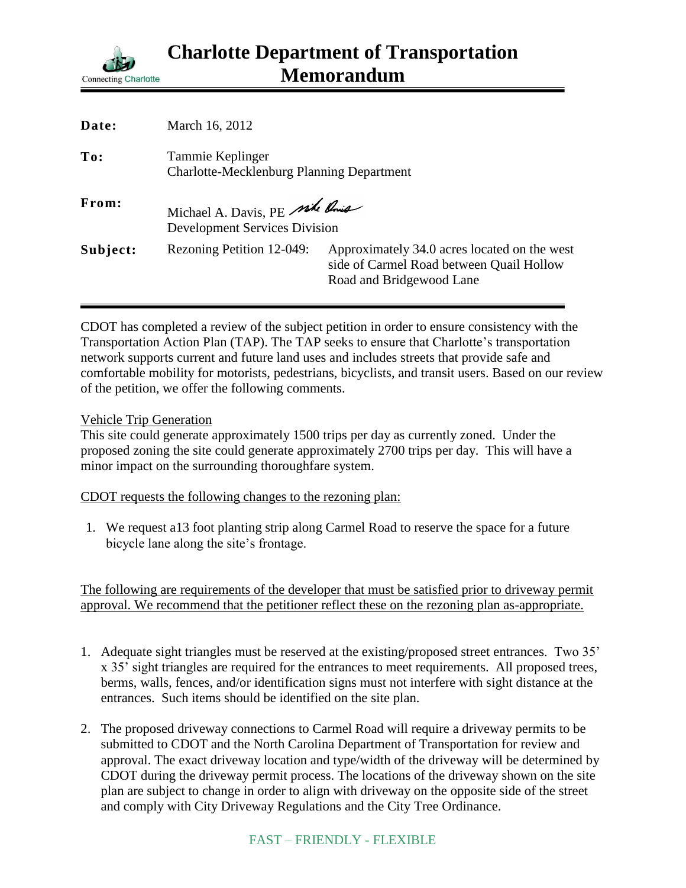# Charlotte Department of Transportation Memorandum

Connecting Charlotte

| | |
|---|---|
| **Date:** | March 16, 2012 |
| **To:** | Tammie Keplinger<br>Charlotte-Mecklenburg Planning Department |
| **From:** | Michael A. Davis, PE<br>Development Services Division |
| **Subject:** | Rezoning Petition 12-049: Approximately 34.0 acres located on the west side of Carmel Road between Quail Hollow Road and Bridgewood Lane |

CDOT has completed a review of the subject petition in order to ensure consistency with the Transportation Action Plan (TAP). The TAP seeks to ensure that Charlotte's transportation network supports current and future land uses and includes streets that provide safe and comfortable mobility for motorists, pedestrians, bicyclists, and transit users. Based on our review of the petition, we offer the following comments.

Vehicle Trip Generation

This site could generate approximately 1500 trips per day as currently zoned. Under the proposed zoning the site could generate approximately 2700 trips per day. This will have a minor impact on the surrounding thoroughfare system.

CDOT requests the following changes to the rezoning plan:

1. We request a13 foot planting strip along Carmel Road to reserve the space for a future bicycle lane along the site's frontage.

The following are requirements of the developer that must be satisfied prior to driveway permit approval. We recommend that the petitioner reflect these on the rezoning plan as-appropriate.

1. Adequate sight triangles must be reserved at the existing/proposed street entrances. Two 35' x 35' sight triangles are required for the entrances to meet requirements. All proposed trees, berms, walls, fences, and/or identification signs must not interfere with sight distance at the entrances. Such items should be identified on the site plan.
2. The proposed driveway connections to Carmel Road will require a driveway permits to be submitted to CDOT and the North Carolina Department of Transportation for review and approval. The exact driveway location and type/width of the driveway will be determined by CDOT during the driveway permit process. The locations of the driveway shown on the site plan are subject to change in order to align with driveway on the opposite side of the street and comply with City Driveway Regulations and the City Tree Ordinance.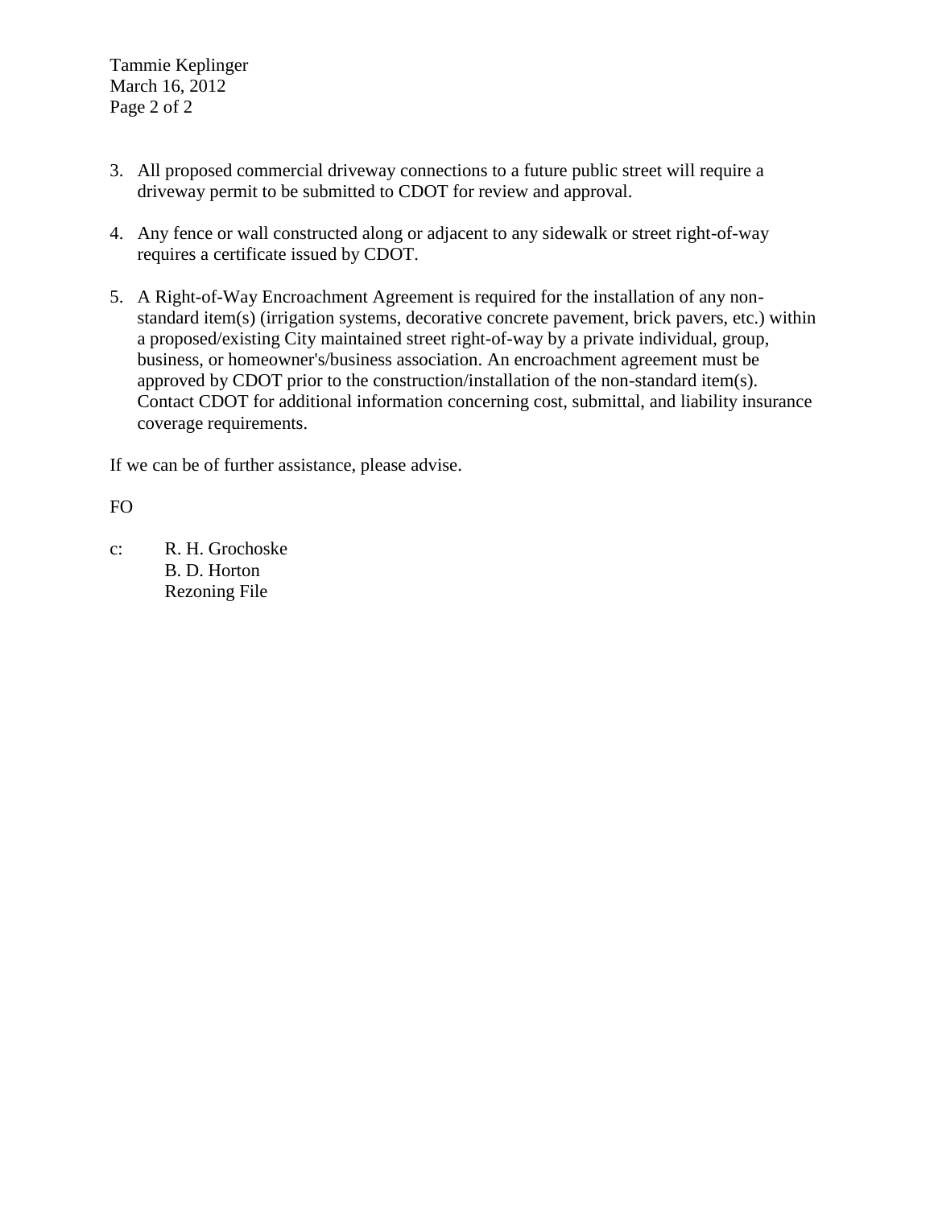3. All proposed commercial driveway connections to a future public street will require a driveway permit to be submitted to CDOT for review and approval.

4. Any fence or wall constructed along or adjacent to any sidewalk or street right-of-way requires a certificate issued by CDOT.

5. A Right-of-Way Encroachment Agreement is required for the installation of any non-standard item(s) (irrigation systems, decorative concrete pavement, brick pavers, etc.) within a proposed/existing City maintained street right-of-way by a private individual, group, business, or homeowner's/business association. An encroachment agreement must be approved by CDOT prior to the construction/installation of the non-standard item(s). Contact CDOT for additional information concerning cost, submittal, and liability insurance coverage requirements.

If we can be of further assistance, please advise.

FO

c: R. H. Grochoske
B. D. Horton
Rezoning File